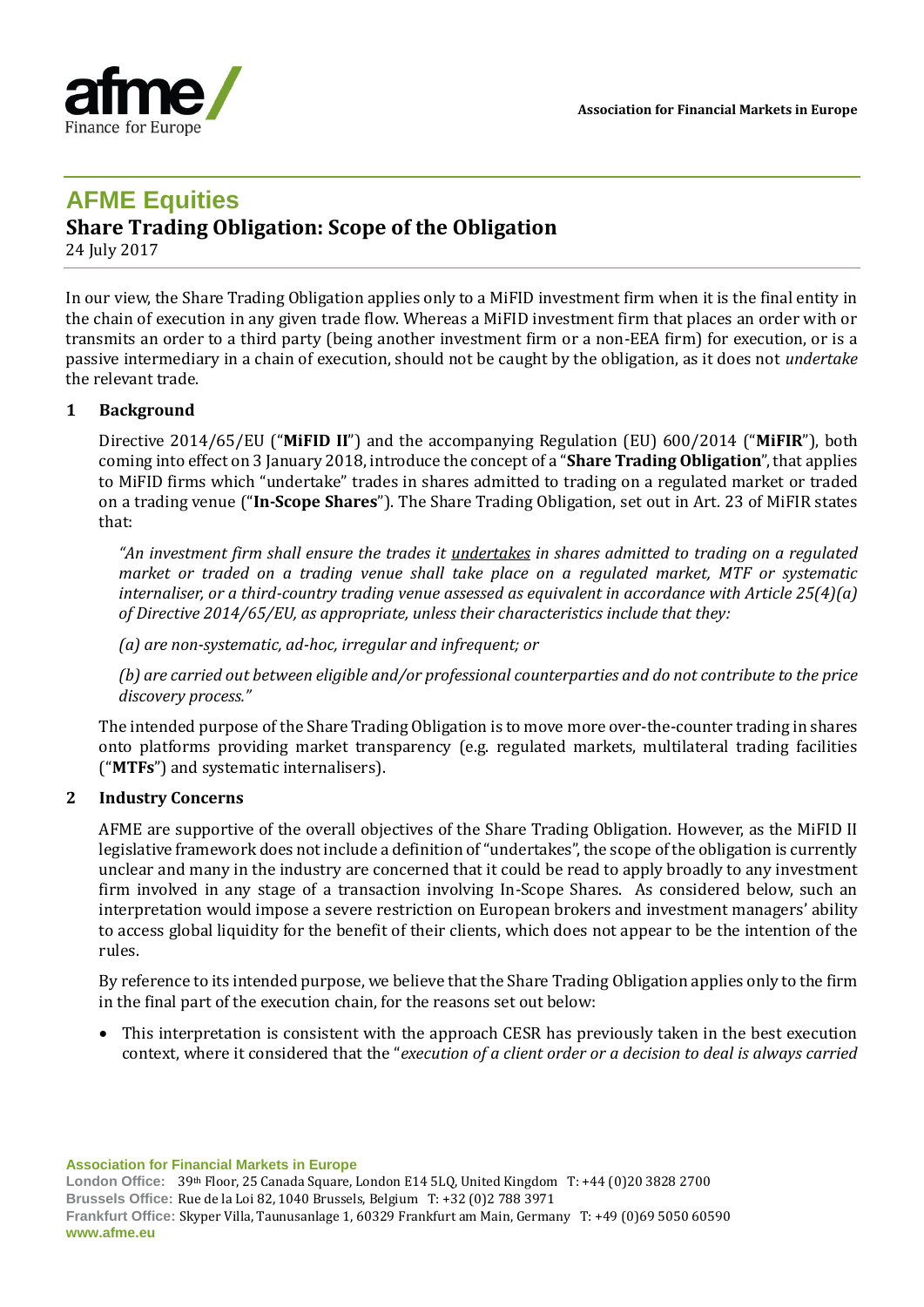# AFME Equities

## Share Trading Obligation: Scope of the Obligation

24 July 2017

In our view, the Share Trading Obligation applies only to a MiFID investment firm when it is the final entity in the chain of execution in any given trade flow. Whereas a MiFID investment firm that places an order with or transmits an order to a third party (being another investment firm or a non-EEA firm) for execution, or is a passive intermediary in a chain of execution, should not be caught by the obligation, as it does not *undertake* the relevant trade.

### 1 Background

Directive 2014/65/EU ("**MiFID II**") and the accompanying Regulation (EU) 600/2014 ("**MiFIR**"), both coming into effect on 3 January 2018, introduce the concept of a "**Share Trading Obligation**", that applies to MiFID firms which "undertake" trades in shares admitted to trading on a regulated market or traded on a trading venue ("**In-Scope Shares**"). The Share Trading Obligation, set out in Art. 23 of MiFIR states that:

*"An investment firm shall ensure the trades it undertakes in shares admitted to trading on a regulated market or traded on a trading venue shall take place on a regulated market, MTF or systematic internaliser, or a third-country trading venue assessed as equivalent in accordance with Article 25(4)(a) of Directive 2014/65/EU, as appropriate, unless their characteristics include that they:*

*(a) are non-systematic, ad-hoc, irregular and infrequent; or*

*(b) are carried out between eligible and/or professional counterparties and do not contribute to the price discovery process."*

The intended purpose of the Share Trading Obligation is to move more over-the-counter trading in shares onto platforms providing market transparency (e.g. regulated markets, multilateral trading facilities ("**MTFs**") and systematic internalisers).

### 2 Industry Concerns

AFME are supportive of the overall objectives of the Share Trading Obligation. However, as the MiFID II legislative framework does not include a definition of "undertakes", the scope of the obligation is currently unclear and many in the industry are concerned that it could be read to apply broadly to any investment firm involved in any stage of a transaction involving In-Scope Shares. As considered below, such an interpretation would impose a severe restriction on European brokers and investment managers' ability to access global liquidity for the benefit of their clients, which does not appear to be the intention of the rules.

By reference to its intended purpose, we believe that the Share Trading Obligation applies only to the firm in the final part of the execution chain, for the reasons set out below:

- This interpretation is consistent with the approach CESR has previously taken in the best execution context, where it considered that the "*execution of a client order or a decision to deal is always carried*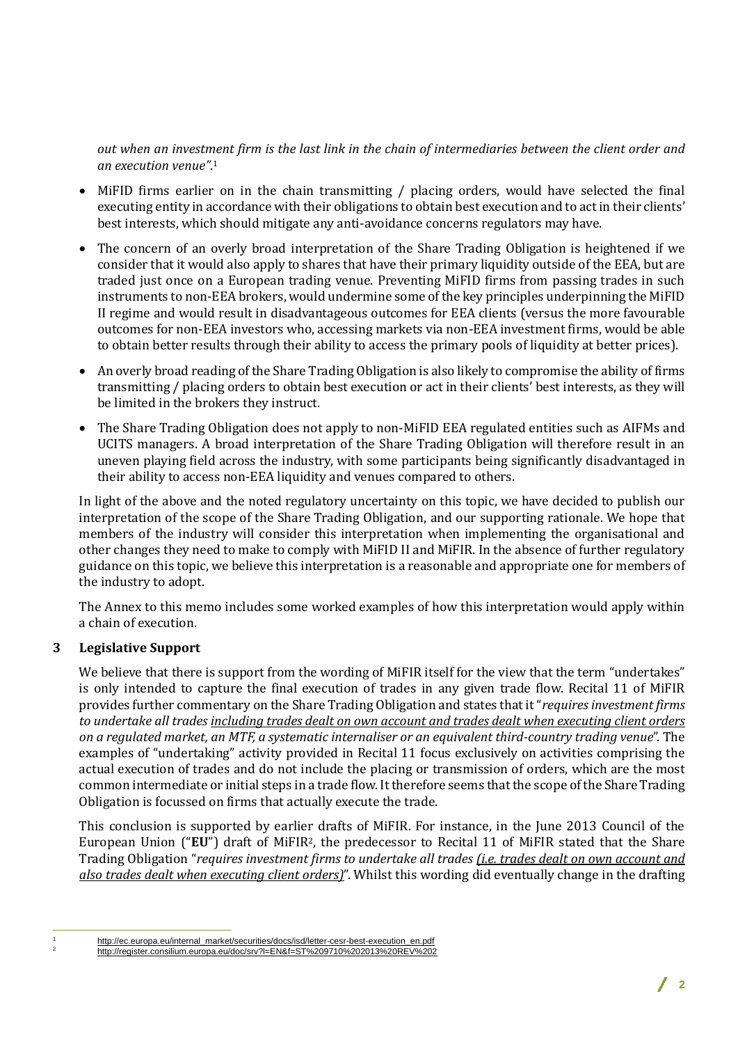*out when an investment firm is the last link in the chain of intermediaries between the client order and an execution venue"*.[1]

- MiFID firms earlier on in the chain transmitting / placing orders, would have selected the final executing entity in accordance with their obligations to obtain best execution and to act in their clients' best interests, which should mitigate any anti-avoidance concerns regulators may have.
- The concern of an overly broad interpretation of the Share Trading Obligation is heightened if we consider that it would also apply to shares that have their primary liquidity outside of the EEA, but are traded just once on a European trading venue. Preventing MiFID firms from passing trades in such instruments to non-EEA brokers, would undermine some of the key principles underpinning the MiFID II regime and would result in disadvantageous outcomes for EEA clients (versus the more favourable outcomes for non-EEA investors who, accessing markets via non-EEA investment firms, would be able to obtain better results through their ability to access the primary pools of liquidity at better prices).
- An overly broad reading of the Share Trading Obligation is also likely to compromise the ability of firms transmitting / placing orders to obtain best execution or act in their clients' best interests, as they will be limited in the brokers they instruct.
- The Share Trading Obligation does not apply to non-MiFID EEA regulated entities such as AIFMs and UCITS managers. A broad interpretation of the Share Trading Obligation will therefore result in an uneven playing field across the industry, with some participants being significantly disadvantaged in their ability to access non-EEA liquidity and venues compared to others.

In light of the above and the noted regulatory uncertainty on this topic, we have decided to publish our interpretation of the scope of the Share Trading Obligation, and our supporting rationale. We hope that members of the industry will consider this interpretation when implementing the organisational and other changes they need to make to comply with MiFID II and MiFIR. In the absence of further regulatory guidance on this topic, we believe this interpretation is a reasonable and appropriate one for members of the industry to adopt.

The Annex to this memo includes some worked examples of how this interpretation would apply within a chain of execution.

## 3 Legislative Support

We believe that there is support from the wording of MiFIR itself for the view that the term "undertakes" is only intended to capture the final execution of trades in any given trade flow. Recital 11 of MiFIR provides further commentary on the Share Trading Obligation and states that it "*requires investment firms to undertake all trades <u>including trades dealt on own account and trades dealt when executing client orders</u> on a regulated market, an MTF, a systematic internaliser or an equivalent third-country trading venue*". The examples of "undertaking" activity provided in Recital 11 focus exclusively on activities comprising the actual execution of trades and do not include the placing or transmission of orders, which are the most common intermediate or initial steps in a trade flow. It therefore seems that the scope of the Share Trading Obligation is focussed on firms that actually execute the trade.

This conclusion is supported by earlier drafts of MiFIR. For instance, in the June 2013 Council of the European Union ("**EU**") draft of MiFIR[2], the predecessor to Recital 11 of MiFIR stated that the Share Trading Obligation "*requires investment firms to undertake all trades <u>(i.e. trades dealt on own account and also trades dealt when executing client orders)</u>*". Whilst this wording did eventually change in the drafting

[1] http://ec.europa.eu/internal_market/securities/docs/isd/letter-cesr-best-execution_en.pdf

[2] http://register.consilium.europa.eu/doc/srv?l=EN&f=ST%209710%202013%20REV%202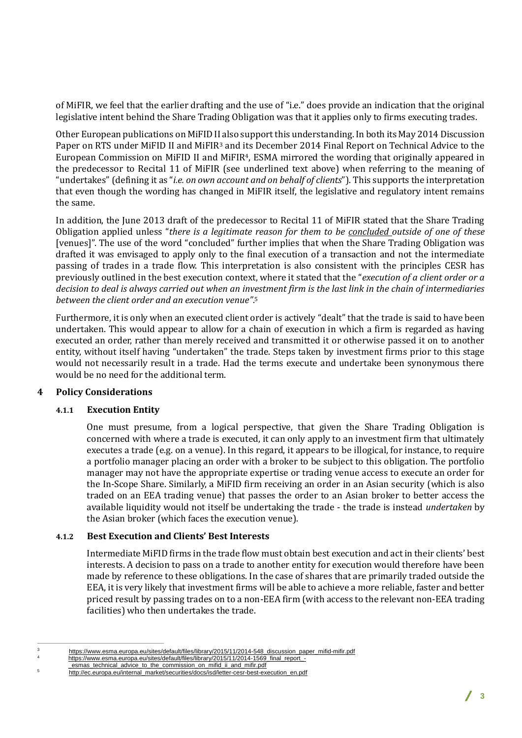of MiFIR, we feel that the earlier drafting and the use of "i.e." does provide an indication that the original legislative intent behind the Share Trading Obligation was that it applies only to firms executing trades.

Other European publications on MiFID II also support this understanding. In both its May 2014 Discussion Paper on RTS under MiFID II and MiFIR[3] and its December 2014 Final Report on Technical Advice to the European Commission on MiFID II and MiFIR[4], ESMA mirrored the wording that originally appeared in the predecessor to Recital 11 of MiFIR (see underlined text above) when referring to the meaning of "undertakes" (defining it as "*i.e. on own account and on behalf of clients*"). This supports the interpretation that even though the wording has changed in MiFIR itself, the legislative and regulatory intent remains the same.

In addition, the June 2013 draft of the predecessor to Recital 11 of MiFIR stated that the Share Trading Obligation applied unless "*there is a legitimate reason for them to be* <u>*concluded*</u> *outside of one of these* [venues]". The use of the word "concluded" further implies that when the Share Trading Obligation was drafted it was envisaged to apply only to the final execution of a transaction and not the intermediate passing of trades in a trade flow. This interpretation is also consistent with the principles CESR has previously outlined in the best execution context, where it stated that the "*execution of a client order or a decision to deal is always carried out when an investment firm is the last link in the chain of intermediaries between the client order and an execution venue*".[5]

Furthermore, it is only when an executed client order is actively "dealt" that the trade is said to have been undertaken. This would appear to allow for a chain of execution in which a firm is regarded as having executed an order, rather than merely received and transmitted it or otherwise passed it on to another entity, without itself having "undertaken" the trade. Steps taken by investment firms prior to this stage would not necessarily result in a trade. Had the terms execute and undertake been synonymous there would be no need for the additional term.

## 4 Policy Considerations

### 4.1.1 Execution Entity

One must presume, from a logical perspective, that given the Share Trading Obligation is concerned with where a trade is executed, it can only apply to an investment firm that ultimately executes a trade (e.g. on a venue). In this regard, it appears to be illogical, for instance, to require a portfolio manager placing an order with a broker to be subject to this obligation. The portfolio manager may not have the appropriate expertise or trading venue access to execute an order for the In-Scope Share. Similarly, a MiFID firm receiving an order in an Asian security (which is also traded on an EEA trading venue) that passes the order to an Asian broker to better access the available liquidity would not itself be undertaking the trade - the trade is instead *undertaken* by the Asian broker (which faces the execution venue).

### 4.1.2 Best Execution and Clients' Best Interests

Intermediate MiFID firms in the trade flow must obtain best execution and act in their clients' best interests. A decision to pass on a trade to another entity for execution would therefore have been made by reference to these obligations. In the case of shares that are primarily traded outside the EEA, it is very likely that investment firms will be able to achieve a more reliable, faster and better priced result by passing trades on to a non-EEA firm (with access to the relevant non-EEA trading facilities) who then undertakes the trade.

---

[3] https://www.esma.europa.eu/sites/default/files/library/2015/11/2014-548_discussion_paper_mifid-mifir.pdf

[4] https://www.esma.europa.eu/sites/default/files/library/2015/11/2014-1569_final_report_-_esmas_technical_advice_to_the_commission_on_mifid_ii_and_mifir.pdf

[5] http://ec.europa.eu/internal_market/securities/docs/isd/letter-cesr-best-execution_en.pdf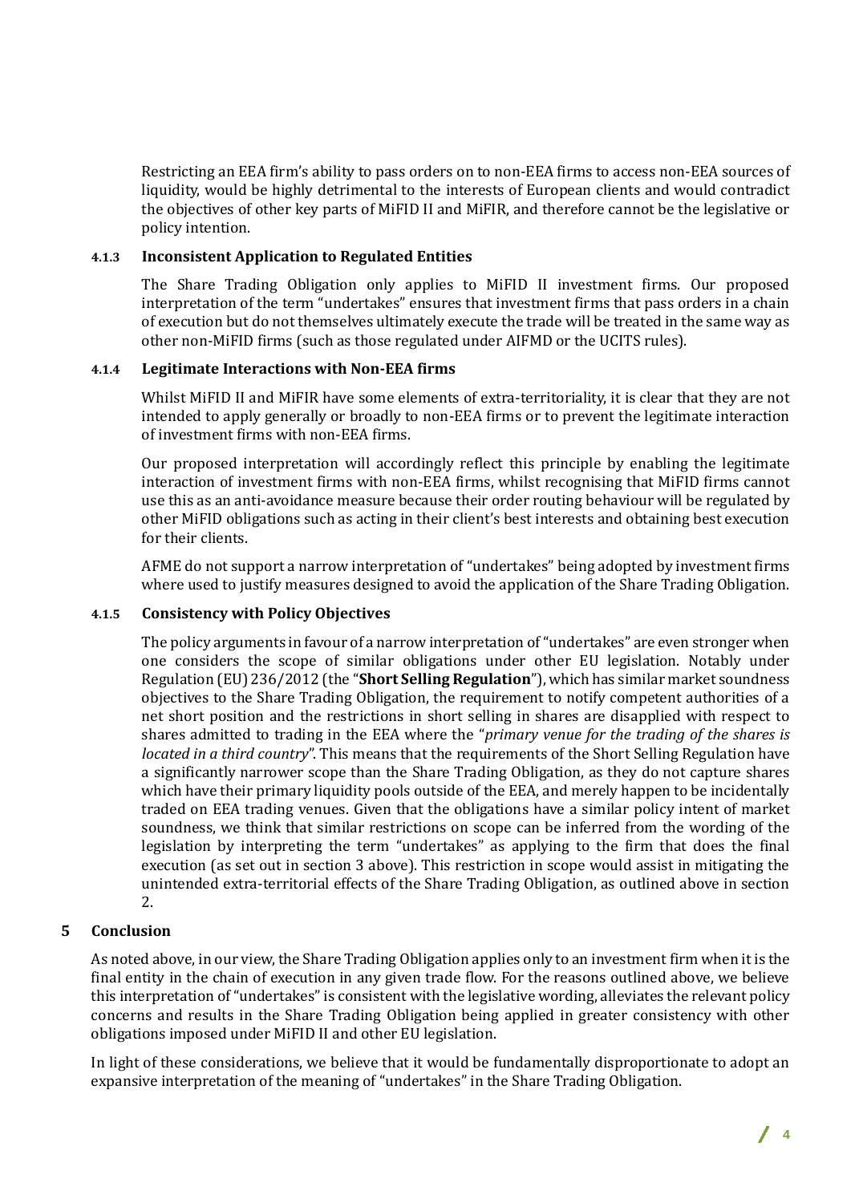Restricting an EEA firm's ability to pass orders on to non-EEA firms to access non-EEA sources of liquidity, would be highly detrimental to the interests of European clients and would contradict the objectives of other key parts of MiFID II and MiFIR, and therefore cannot be the legislative or policy intention.

### 4.1.3 Inconsistent Application to Regulated Entities

The Share Trading Obligation only applies to MiFID II investment firms. Our proposed interpretation of the term "undertakes" ensures that investment firms that pass orders in a chain of execution but do not themselves ultimately execute the trade will be treated in the same way as other non-MiFID firms (such as those regulated under AIFMD or the UCITS rules).

### 4.1.4 Legitimate Interactions with Non-EEA firms

Whilst MiFID II and MiFIR have some elements of extra-territoriality, it is clear that they are not intended to apply generally or broadly to non-EEA firms or to prevent the legitimate interaction of investment firms with non-EEA firms.

Our proposed interpretation will accordingly reflect this principle by enabling the legitimate interaction of investment firms with non-EEA firms, whilst recognising that MiFID firms cannot use this as an anti-avoidance measure because their order routing behaviour will be regulated by other MiFID obligations such as acting in their client's best interests and obtaining best execution for their clients.

AFME do not support a narrow interpretation of "undertakes" being adopted by investment firms where used to justify measures designed to avoid the application of the Share Trading Obligation.

### 4.1.5 Consistency with Policy Objectives

The policy arguments in favour of a narrow interpretation of "undertakes" are even stronger when one considers the scope of similar obligations under other EU legislation. Notably under Regulation (EU) 236/2012 (the "**Short Selling Regulation**"), which has similar market soundness objectives to the Share Trading Obligation, the requirement to notify competent authorities of a net short position and the restrictions in short selling in shares are disapplied with respect to shares admitted to trading in the EEA where the "*primary venue for the trading of the shares is located in a third country*". This means that the requirements of the Short Selling Regulation have a significantly narrower scope than the Share Trading Obligation, as they do not capture shares which have their primary liquidity pools outside of the EEA, and merely happen to be incidentally traded on EEA trading venues. Given that the obligations have a similar policy intent of market soundness, we think that similar restrictions on scope can be inferred from the wording of the legislation by interpreting the term "undertakes" as applying to the firm that does the final execution (as set out in section 3 above). This restriction in scope would assist in mitigating the unintended extra-territorial effects of the Share Trading Obligation, as outlined above in section 2.

## 5 Conclusion

As noted above, in our view, the Share Trading Obligation applies only to an investment firm when it is the final entity in the chain of execution in any given trade flow. For the reasons outlined above, we believe this interpretation of "undertakes" is consistent with the legislative wording, alleviates the relevant policy concerns and results in the Share Trading Obligation being applied in greater consistency with other obligations imposed under MiFID II and other EU legislation.

In light of these considerations, we believe that it would be fundamentally disproportionate to adopt an expansive interpretation of the meaning of "undertakes" in the Share Trading Obligation.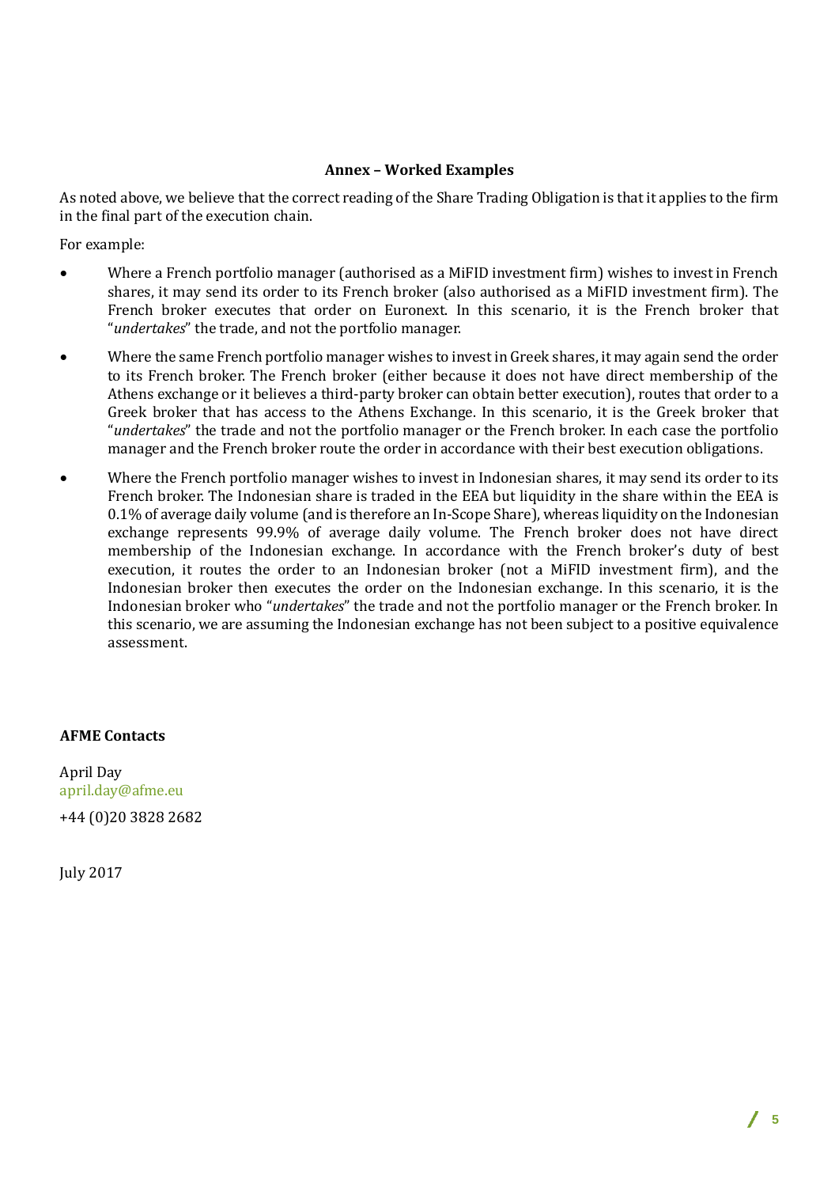**Annex – Worked Examples**

As noted above, we believe that the correct reading of the Share Trading Obligation is that it applies to the firm in the final part of the execution chain.

For example:

- Where a French portfolio manager (authorised as a MiFID investment firm) wishes to invest in French shares, it may send its order to its French broker (also authorised as a MiFID investment firm). The French broker executes that order on Euronext. In this scenario, it is the French broker that "*undertakes*" the trade, and not the portfolio manager.
- Where the same French portfolio manager wishes to invest in Greek shares, it may again send the order to its French broker. The French broker (either because it does not have direct membership of the Athens exchange or it believes a third-party broker can obtain better execution), routes that order to a Greek broker that has access to the Athens Exchange. In this scenario, it is the Greek broker that "*undertakes*" the trade and not the portfolio manager or the French broker. In each case the portfolio manager and the French broker route the order in accordance with their best execution obligations.
- Where the French portfolio manager wishes to invest in Indonesian shares, it may send its order to its French broker. The Indonesian share is traded in the EEA but liquidity in the share within the EEA is 0.1% of average daily volume (and is therefore an In-Scope Share), whereas liquidity on the Indonesian exchange represents 99.9% of average daily volume. The French broker does not have direct membership of the Indonesian exchange. In accordance with the French broker's duty of best execution, it routes the order to an Indonesian broker (not a MiFID investment firm), and the Indonesian broker then executes the order on the Indonesian exchange. In this scenario, it is the Indonesian broker who "*undertakes*" the trade and not the portfolio manager or the French broker. In this scenario, we are assuming the Indonesian exchange has not been subject to a positive equivalence assessment.

**AFME Contacts**

April Day
april.day@afme.eu

+44 (0)20 3828 2682

July 2017